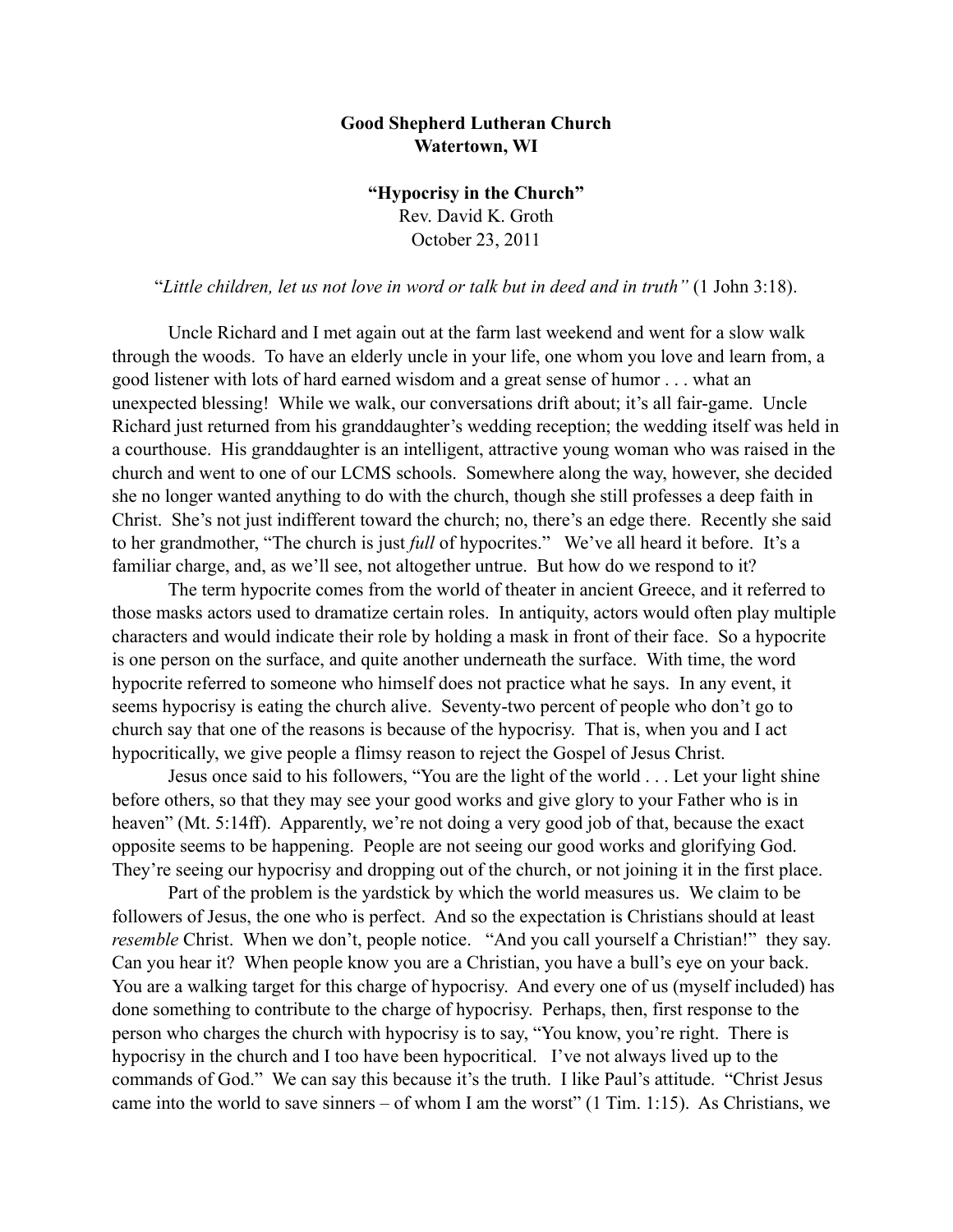**Good Shepherd Lutheran Church**
**Watertown, WI**

**"Hypocrisy in the Church"**
Rev. David K. Groth
October 23, 2011

"*Little children, let us not love in word or talk but in deed and in truth"* (1 John 3:18).

Uncle Richard and I met again out at the farm last weekend and went for a slow walk through the woods. To have an elderly uncle in your life, one whom you love and learn from, a good listener with lots of hard earned wisdom and a great sense of humor . . . what an unexpected blessing! While we walk, our conversations drift about; it's all fair-game. Uncle Richard just returned from his granddaughter's wedding reception; the wedding itself was held in a courthouse. His granddaughter is an intelligent, attractive young woman who was raised in the church and went to one of our LCMS schools. Somewhere along the way, however, she decided she no longer wanted anything to do with the church, though she still professes a deep faith in Christ. She's not just indifferent toward the church; no, there's an edge there. Recently she said to her grandmother, "The church is just *full* of hypocrites." We've all heard it before. It's a familiar charge, and, as we'll see, not altogether untrue. But how do we respond to it?

The term hypocrite comes from the world of theater in ancient Greece, and it referred to those masks actors used to dramatize certain roles. In antiquity, actors would often play multiple characters and would indicate their role by holding a mask in front of their face. So a hypocrite is one person on the surface, and quite another underneath the surface. With time, the word hypocrite referred to someone who himself does not practice what he says. In any event, it seems hypocrisy is eating the church alive. Seventy-two percent of people who don't go to church say that one of the reasons is because of the hypocrisy. That is, when you and I act hypocritically, we give people a flimsy reason to reject the Gospel of Jesus Christ.

Jesus once said to his followers, "You are the light of the world . . . Let your light shine before others, so that they may see your good works and give glory to your Father who is in heaven" (Mt. 5:14ff). Apparently, we're not doing a very good job of that, because the exact opposite seems to be happening. People are not seeing our good works and glorifying God. They're seeing our hypocrisy and dropping out of the church, or not joining it in the first place.

Part of the problem is the yardstick by which the world measures us. We claim to be followers of Jesus, the one who is perfect. And so the expectation is Christians should at least *resemble* Christ. When we don't, people notice. "And you call yourself a Christian!" they say. Can you hear it? When people know you are a Christian, you have a bull's eye on your back. You are a walking target for this charge of hypocrisy. And every one of us (myself included) has done something to contribute to the charge of hypocrisy. Perhaps, then, first response to the person who charges the church with hypocrisy is to say, "You know, you're right. There is hypocrisy in the church and I too have been hypocritical. I've not always lived up to the commands of God." We can say this because it's the truth. I like Paul's attitude. "Christ Jesus came into the world to save sinners – of whom I am the worst" (1 Tim. 1:15). As Christians, we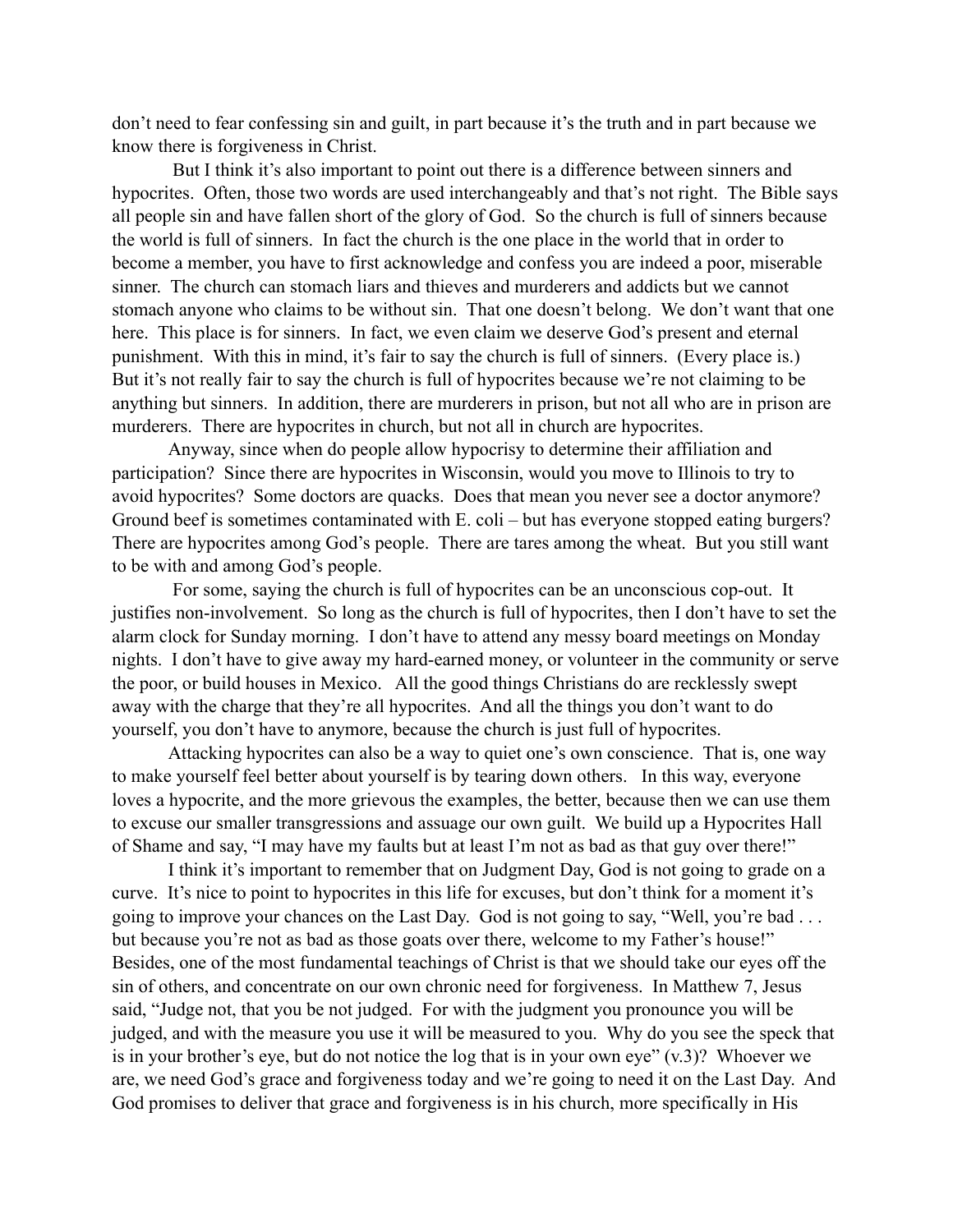don't need to fear confessing sin and guilt, in part because it's the truth and in part because we know there is forgiveness in Christ.

But I think it's also important to point out there is a difference between sinners and hypocrites. Often, those two words are used interchangeably and that's not right. The Bible says all people sin and have fallen short of the glory of God. So the church is full of sinners because the world is full of sinners. In fact the church is the one place in the world that in order to become a member, you have to first acknowledge and confess you are indeed a poor, miserable sinner. The church can stomach liars and thieves and murderers and addicts but we cannot stomach anyone who claims to be without sin. That one doesn't belong. We don't want that one here. This place is for sinners. In fact, we even claim we deserve God's present and eternal punishment. With this in mind, it's fair to say the church is full of sinners. (Every place is.) But it's not really fair to say the church is full of hypocrites because we're not claiming to be anything but sinners. In addition, there are murderers in prison, but not all who are in prison are murderers. There are hypocrites in church, but not all in church are hypocrites.

Anyway, since when do people allow hypocrisy to determine their affiliation and participation? Since there are hypocrites in Wisconsin, would you move to Illinois to try to avoid hypocrites? Some doctors are quacks. Does that mean you never see a doctor anymore? Ground beef is sometimes contaminated with E. coli – but has everyone stopped eating burgers? There are hypocrites among God's people. There are tares among the wheat. But you still want to be with and among God's people.

For some, saying the church is full of hypocrites can be an unconscious cop-out. It justifies non-involvement. So long as the church is full of hypocrites, then I don't have to set the alarm clock for Sunday morning. I don't have to attend any messy board meetings on Monday nights. I don't have to give away my hard-earned money, or volunteer in the community or serve the poor, or build houses in Mexico. All the good things Christians do are recklessly swept away with the charge that they're all hypocrites. And all the things you don't want to do yourself, you don't have to anymore, because the church is just full of hypocrites.

Attacking hypocrites can also be a way to quiet one's own conscience. That is, one way to make yourself feel better about yourself is by tearing down others. In this way, everyone loves a hypocrite, and the more grievous the examples, the better, because then we can use them to excuse our smaller transgressions and assuage our own guilt. We build up a Hypocrites Hall of Shame and say, "I may have my faults but at least I'm not as bad as that guy over there!"

I think it's important to remember that on Judgment Day, God is not going to grade on a curve. It's nice to point to hypocrites in this life for excuses, but don't think for a moment it's going to improve your chances on the Last Day. God is not going to say, "Well, you're bad . . . but because you're not as bad as those goats over there, welcome to my Father's house!" Besides, one of the most fundamental teachings of Christ is that we should take our eyes off the sin of others, and concentrate on our own chronic need for forgiveness. In Matthew 7, Jesus said, "Judge not, that you be not judged. For with the judgment you pronounce you will be judged, and with the measure you use it will be measured to you. Why do you see the speck that is in your brother's eye, but do not notice the log that is in your own eye" (v.3)? Whoever we are, we need God's grace and forgiveness today and we're going to need it on the Last Day. And God promises to deliver that grace and forgiveness is in his church, more specifically in His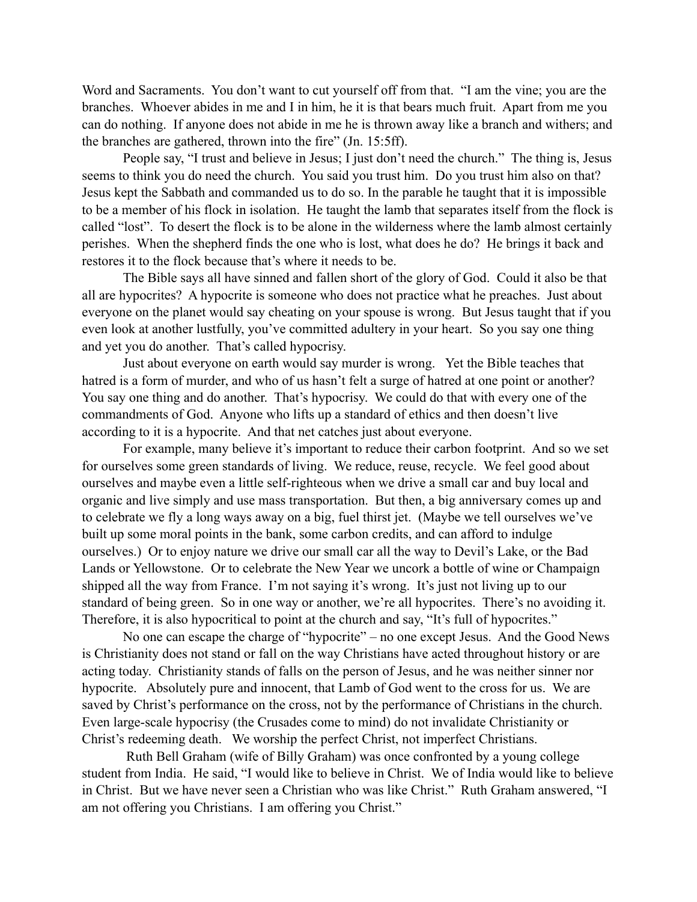Word and Sacraments. You don't want to cut yourself off from that. "I am the vine; you are the branches. Whoever abides in me and I in him, he it is that bears much fruit. Apart from me you can do nothing. If anyone does not abide in me he is thrown away like a branch and withers; and the branches are gathered, thrown into the fire" (Jn. 15:5ff).

People say, "I trust and believe in Jesus; I just don't need the church." The thing is, Jesus seems to think you do need the church. You said you trust him. Do you trust him also on that? Jesus kept the Sabbath and commanded us to do so. In the parable he taught that it is impossible to be a member of his flock in isolation. He taught the lamb that separates itself from the flock is called "lost". To desert the flock is to be alone in the wilderness where the lamb almost certainly perishes. When the shepherd finds the one who is lost, what does he do? He brings it back and restores it to the flock because that's where it needs to be.

The Bible says all have sinned and fallen short of the glory of God. Could it also be that all are hypocrites? A hypocrite is someone who does not practice what he preaches. Just about everyone on the planet would say cheating on your spouse is wrong. But Jesus taught that if you even look at another lustfully, you've committed adultery in your heart. So you say one thing and yet you do another. That's called hypocrisy.

Just about everyone on earth would say murder is wrong. Yet the Bible teaches that hatred is a form of murder, and who of us hasn't felt a surge of hatred at one point or another? You say one thing and do another. That's hypocrisy. We could do that with every one of the commandments of God. Anyone who lifts up a standard of ethics and then doesn't live according to it is a hypocrite. And that net catches just about everyone.

For example, many believe it's important to reduce their carbon footprint. And so we set for ourselves some green standards of living. We reduce, reuse, recycle. We feel good about ourselves and maybe even a little self-righteous when we drive a small car and buy local and organic and live simply and use mass transportation. But then, a big anniversary comes up and to celebrate we fly a long ways away on a big, fuel thirst jet. (Maybe we tell ourselves we've built up some moral points in the bank, some carbon credits, and can afford to indulge ourselves.) Or to enjoy nature we drive our small car all the way to Devil's Lake, or the Bad Lands or Yellowstone. Or to celebrate the New Year we uncork a bottle of wine or Champaign shipped all the way from France. I'm not saying it's wrong. It's just not living up to our standard of being green. So in one way or another, we're all hypocrites. There's no avoiding it. Therefore, it is also hypocritical to point at the church and say, "It's full of hypocrites."

No one can escape the charge of "hypocrite" – no one except Jesus. And the Good News is Christianity does not stand or fall on the way Christians have acted throughout history or are acting today. Christianity stands of falls on the person of Jesus, and he was neither sinner nor hypocrite. Absolutely pure and innocent, that Lamb of God went to the cross for us. We are saved by Christ's performance on the cross, not by the performance of Christians in the church. Even large-scale hypocrisy (the Crusades come to mind) do not invalidate Christianity or Christ's redeeming death. We worship the perfect Christ, not imperfect Christians.

Ruth Bell Graham (wife of Billy Graham) was once confronted by a young college student from India. He said, "I would like to believe in Christ. We of India would like to believe in Christ. But we have never seen a Christian who was like Christ." Ruth Graham answered, "I am not offering you Christians. I am offering you Christ."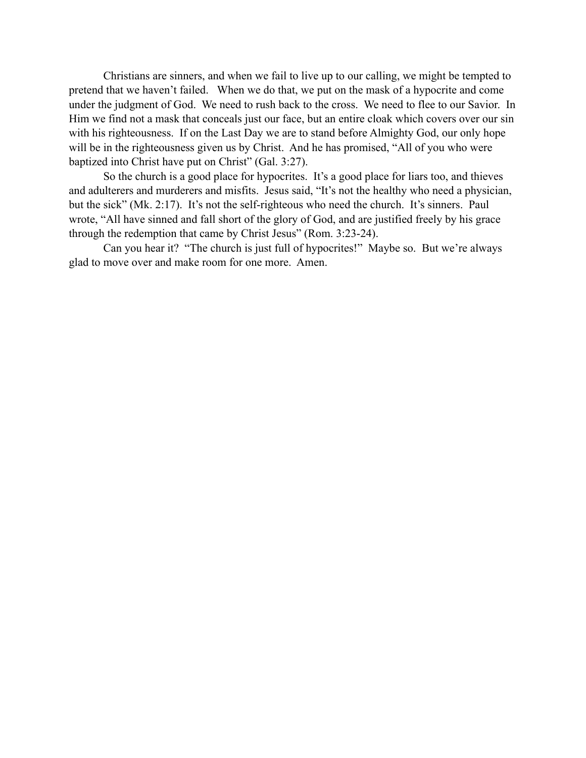Christians are sinners, and when we fail to live up to our calling, we might be tempted to pretend that we haven't failed. When we do that, we put on the mask of a hypocrite and come under the judgment of God. We need to rush back to the cross. We need to flee to our Savior. In Him we find not a mask that conceals just our face, but an entire cloak which covers over our sin with his righteousness. If on the Last Day we are to stand before Almighty God, our only hope will be in the righteousness given us by Christ. And he has promised, "All of you who were baptized into Christ have put on Christ" (Gal. 3:27).

So the church is a good place for hypocrites. It's a good place for liars too, and thieves and adulterers and murderers and misfits. Jesus said, "It's not the healthy who need a physician, but the sick" (Mk. 2:17). It's not the self-righteous who need the church. It's sinners. Paul wrote, "All have sinned and fall short of the glory of God, and are justified freely by his grace through the redemption that came by Christ Jesus" (Rom. 3:23-24).

Can you hear it? "The church is just full of hypocrites!" Maybe so. But we're always glad to move over and make room for one more. Amen.